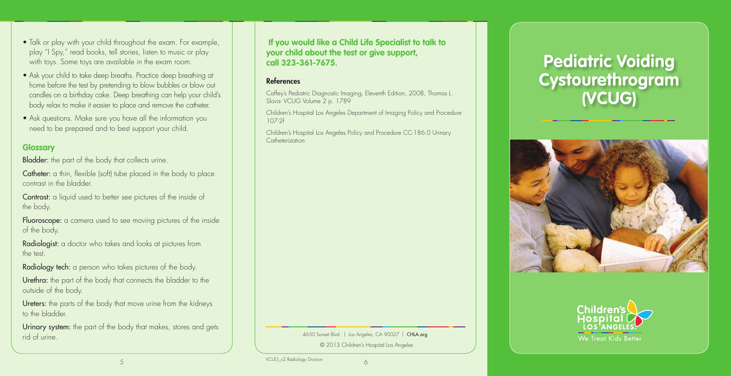- Talk or play with your child throughout the exam. For example, play "I Spy," read books, tell stories, listen to music or play with toys. Some toys are available in the exam room.
- Ask your child to take deep breaths. Practice deep breathing at home before the test by pretending to blow bubbles or blow out candles on a birthday cake. Deep breathing can help your child's body relax to make it easier to place and remove the catheter.
- Ask questions. Make sure you have all the information you need to be prepared and to best support your child.

## Glossary

**Bladder:** the part of the body that collects urine.

**Catheter:** a thin, flexible (soft) tube placed in the body to place contrast in the bladder.

**Contrast:** a liquid used to better see pictures of the inside of the body.

**Fluoroscope:** a camera used to see moving pictures of the inside of the body.

**Radiologist:** a doctor who takes and looks at pictures from the test.

**Radiology tech:** a person who takes pictures of the body.

**Urethra:** the part of the body that connects the bladder to the outside of the body.

**Ureters:** the parts of the body that move urine from the kidneys to the bladder.

**Urinary system:** the part of the body that makes, stores and gets rid of urine.

**If you would like a Child Life Specialist to talk to your child about the test or give support, call 323-361-7675.**

### References

Caffey's Pediatric Diagnostic Imaging, Eleventh Edition, 2008, Thomas L. Slovis- VCUG Volume 2 p. 1789

Children's Hospital Los Angeles Department of Imaging Policy and Procedure 107-2f

Children's Hospital Los Angeles Policy and Procedure CC-186.0 Urinary Catheterization

4650 Sunset Blvd. | Los Angeles, CA 90027 | CHLA.org

© 2013 Children's Hospital Los Angeles

VCUG_v2 Radiology Division

# Pediatric Voiding Cystourethrogram (VCUG)

Children's Hospital LOS ANGELES

We Treat Kids Better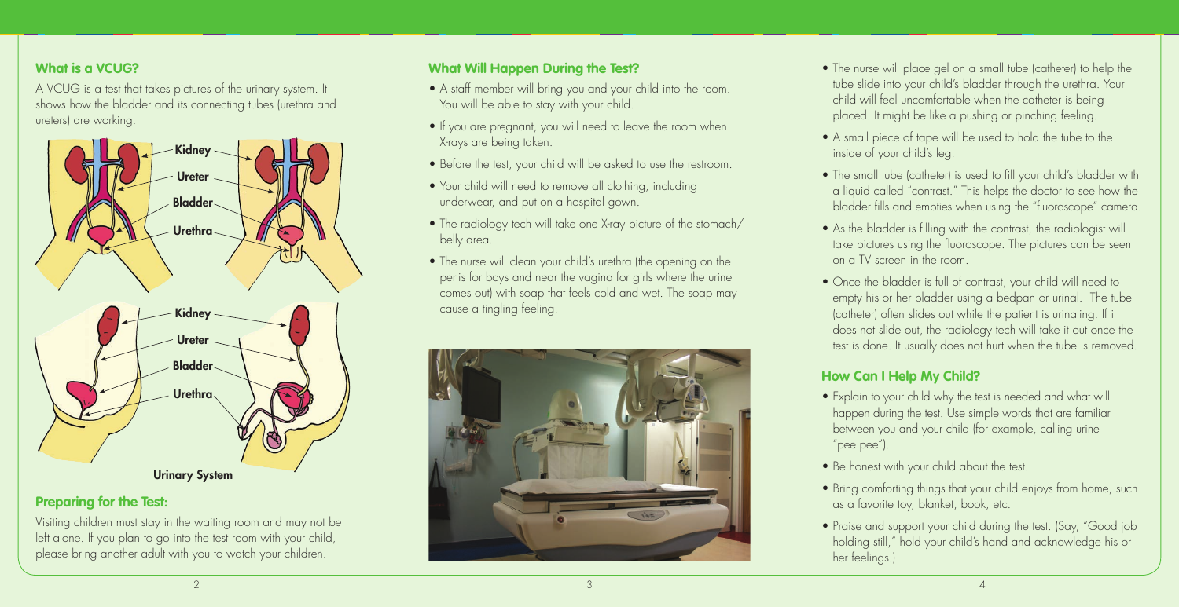## What is a VCUG?

A VCUG is a test that takes pictures of the urinary system. It shows how the bladder and its connecting tubes (urethra and ureters) are working.

Kidney
Ureter
Bladder
Urethra

Kidney
Ureter
Bladder
Urethra

**Urinary System**

## Preparing for the Test:

Visiting children must stay in the waiting room and may not be left alone. If you plan to go into the test room with your child, please bring another adult with you to watch your children.

## What Will Happen During the Test?

- A staff member will bring you and your child into the room. You will be able to stay with your child.
- If you are pregnant, you will need to leave the room when X-rays are being taken.
- Before the test, your child will be asked to use the restroom.
- Your child will need to remove all clothing, including underwear, and put on a hospital gown.
- The radiology tech will take one X-ray picture of the stomach/belly area.
- The nurse will clean your child's urethra (the opening on the penis for boys and near the vagina for girls where the urine comes out) with soap that feels cold and wet. The soap may cause a tingling feeling.
- The nurse will place gel on a small tube (catheter) to help the tube slide into your child's bladder through the urethra. Your child will feel uncomfortable when the catheter is being placed. It might be like a pushing or pinching feeling.
- A small piece of tape will be used to hold the tube to the inside of your child's leg.
- The small tube (catheter) is used to fill your child's bladder with a liquid called "contrast." This helps the doctor to see how the bladder fills and empties when using the "fluoroscope" camera.
- As the bladder is filling with the contrast, the radiologist will take pictures using the fluoroscope. The pictures can be seen on a TV screen in the room.
- Once the bladder is full of contrast, your child will need to empty his or her bladder using a bedpan or urinal. The tube (catheter) often slides out while the patient is urinating. If it does not slide out, the radiology tech will take it out once the test is done. It usually does not hurt when the tube is removed.

## How Can I Help My Child?

- Explain to your child why the test is needed and what will happen during the test. Use simple words that are familiar between you and your child (for example, calling urine "pee pee").
- Be honest with your child about the test.
- Bring comforting things that your child enjoys from home, such as a favorite toy, blanket, book, etc.
- Praise and support your child during the test. (Say, "Good job holding still," hold your child's hand and acknowledge his or her feelings.)